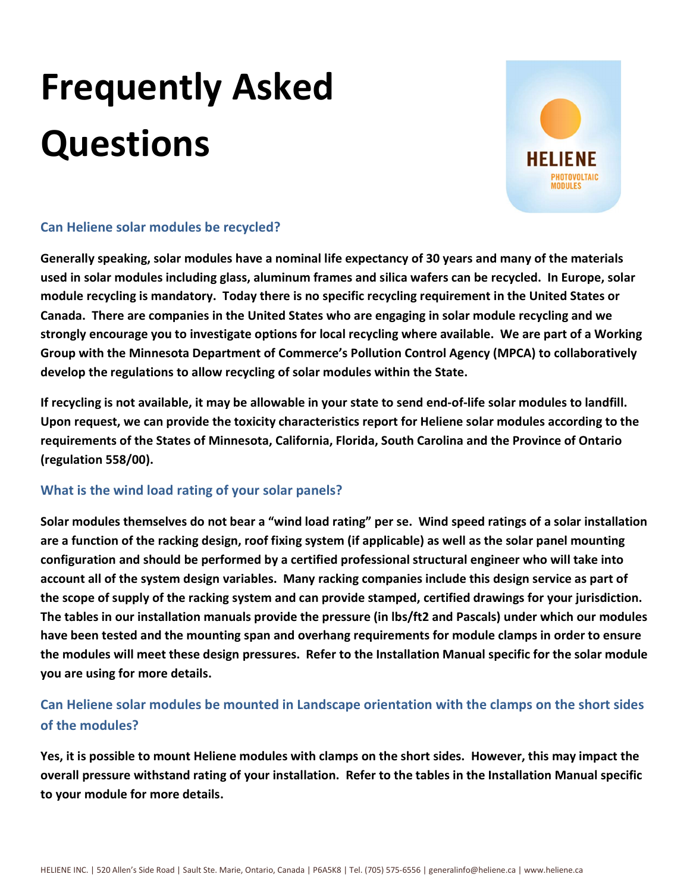# Frequently Asked Questions

## Can Heliene solar modules be recycled?

**Generally speaking, solar modules have a nominal life expectancy of 30 years and many of the materials used in solar modules including glass, aluminum frames and silica wafers can be recycled. In Europe, solar module recycling is mandatory. Today there is no specific recycling requirement in the United States or Canada. There are companies in the United States who are engaging in solar module recycling and we strongly encourage you to investigate options for local recycling where available. We are part of a Working Group with the Minnesota Department of Commerce's Pollution Control Agency (MPCA) to collaboratively develop the regulations to allow recycling of solar modules within the State.**

**If recycling is not available, it may be allowable in your state to send end-of-life solar modules to landfill. Upon request, we can provide the toxicity characteristics report for Heliene solar modules according to the requirements of the States of Minnesota, California, Florida, South Carolina and the Province of Ontario (regulation 558/00).**

## What is the wind load rating of your solar panels?

**Solar modules themselves do not bear a "wind load rating" per se. Wind speed ratings of a solar installation are a function of the racking design, roof fixing system (if applicable) as well as the solar panel mounting configuration and should be performed by a certified professional structural engineer who will take into account all of the system design variables. Many racking companies include this design service as part of the scope of supply of the racking system and can provide stamped, certified drawings for your jurisdiction. The tables in our installation manuals provide the pressure (in lbs/ft2 and Pascals) under which our modules have been tested and the mounting span and overhang requirements for module clamps in order to ensure the modules will meet these design pressures. Refer to the Installation Manual specific for the solar module you are using for more details.**

## Can Heliene solar modules be mounted in Landscape orientation with the clamps on the short sides of the modules?

**Yes, it is possible to mount Heliene modules with clamps on the short sides. However, this may impact the overall pressure withstand rating of your installation. Refer to the tables in the Installation Manual specific to your module for more details.**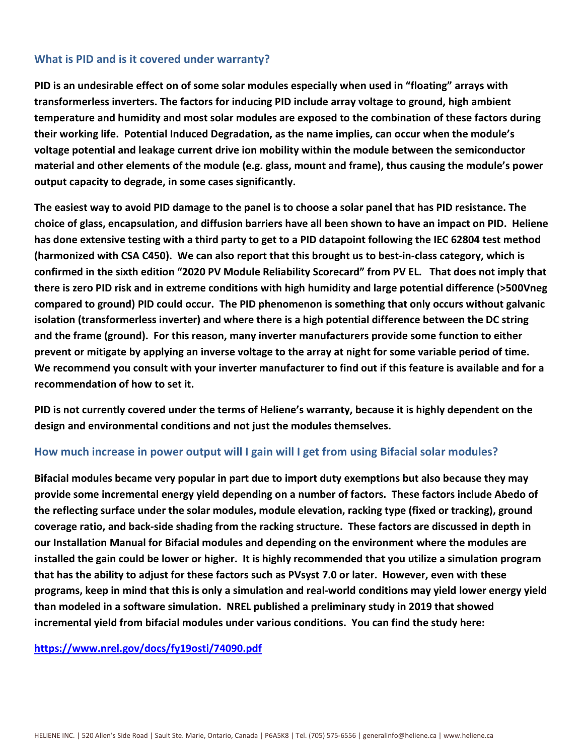## What is PID and is it covered under warranty?

**PID is an undesirable effect on of some solar modules especially when used in "floating" arrays with transformerless inverters. The factors for inducing PID include array voltage to ground, high ambient temperature and humidity and most solar modules are exposed to the combination of these factors during their working life. Potential Induced Degradation, as the name implies, can occur when the module's voltage potential and leakage current drive ion mobility within the module between the semiconductor material and other elements of the module (e.g. glass, mount and frame), thus causing the module's power output capacity to degrade, in some cases significantly.**

**The easiest way to avoid PID damage to the panel is to choose a solar panel that has PID resistance. The choice of glass, encapsulation, and diffusion barriers have all been shown to have an impact on PID. Heliene has done extensive testing with a third party to get to a PID datapoint following the IEC 62804 test method (harmonized with CSA C450). We can also report that this brought us to best-in-class category, which is confirmed in the sixth edition "2020 PV Module Reliability Scorecard" from PV EL. That does not imply that there is zero PID risk and in extreme conditions with high humidity and large potential difference (>500Vneg compared to ground) PID could occur. The PID phenomenon is something that only occurs without galvanic isolation (transformerless inverter) and where there is a high potential difference between the DC string and the frame (ground). For this reason, many inverter manufacturers provide some function to either prevent or mitigate by applying an inverse voltage to the array at night for some variable period of time. We recommend you consult with your inverter manufacturer to find out if this feature is available and for a recommendation of how to set it.**

**PID is not currently covered under the terms of Heliene's warranty, because it is highly dependent on the design and environmental conditions and not just the modules themselves.**

## How much increase in power output will I gain will I get from using Bifacial solar modules?

**Bifacial modules became very popular in part due to import duty exemptions but also because they may provide some incremental energy yield depending on a number of factors. These factors include Abedo of the reflecting surface under the solar modules, module elevation, racking type (fixed or tracking), ground coverage ratio, and back-side shading from the racking structure. These factors are discussed in depth in our Installation Manual for Bifacial modules and depending on the environment where the modules are installed the gain could be lower or higher. It is highly recommended that you utilize a simulation program that has the ability to adjust for these factors such as PVsyst 7.0 or later. However, even with these programs, keep in mind that this is only a simulation and real-world conditions may yield lower energy yield than modeled in a software simulation. NREL published a preliminary study in 2019 that showed incremental yield from bifacial modules under various conditions. You can find the study here:**

**https://www.nrel.gov/docs/fy19osti/74090.pdf**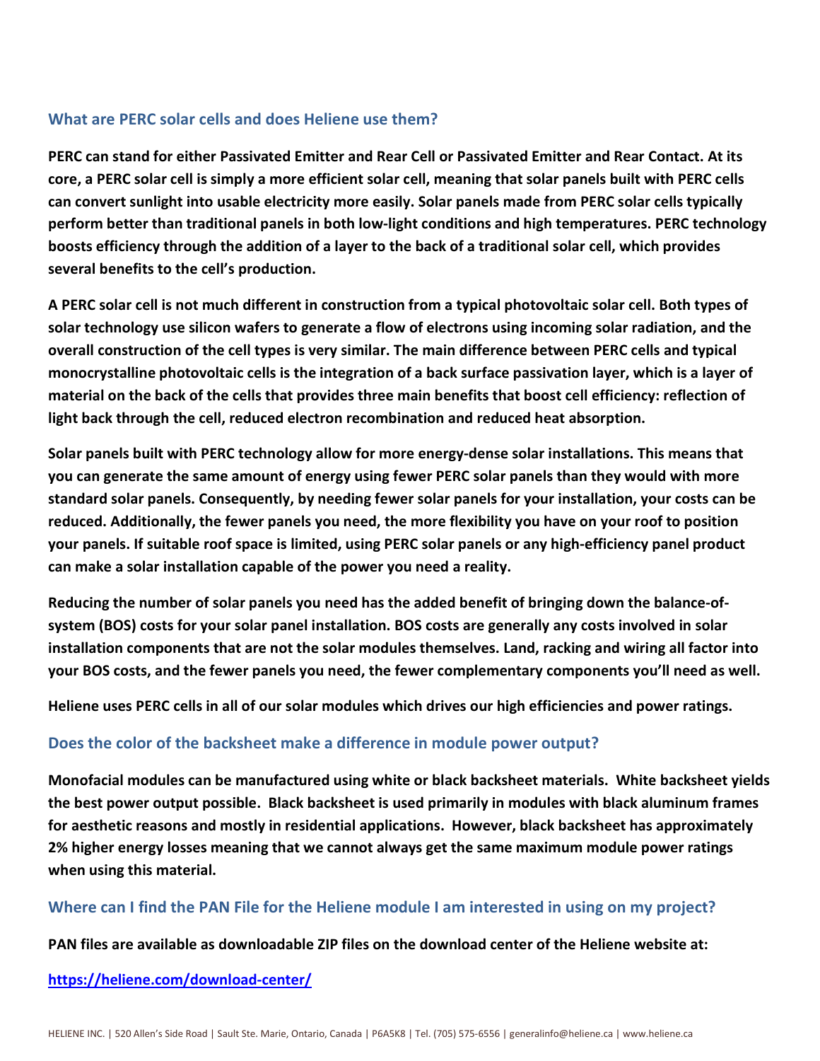### What are PERC solar cells and does Heliene use them?

**PERC can stand for either Passivated Emitter and Rear Cell or Passivated Emitter and Rear Contact. At its core, a PERC solar cell is simply a more efficient solar cell, meaning that solar panels built with PERC cells can convert sunlight into usable electricity more easily. Solar panels made from PERC solar cells typically perform better than traditional panels in both low-light conditions and high temperatures. PERC technology boosts efficiency through the addition of a layer to the back of a traditional solar cell, which provides several benefits to the cell's production.**

**A PERC solar cell is not much different in construction from a typical photovoltaic solar cell. Both types of solar technology use silicon wafers to generate a flow of electrons using incoming solar radiation, and the overall construction of the cell types is very similar. The main difference between PERC cells and typical monocrystalline photovoltaic cells is the integration of a back surface passivation layer, which is a layer of material on the back of the cells that provides three main benefits that boost cell efficiency: reflection of light back through the cell, reduced electron recombination and reduced heat absorption.**

**Solar panels built with PERC technology allow for more energy-dense solar installations. This means that you can generate the same amount of energy using fewer PERC solar panels than they would with more standard solar panels. Consequently, by needing fewer solar panels for your installation, your costs can be reduced. Additionally, the fewer panels you need, the more flexibility you have on your roof to position your panels. If suitable roof space is limited, using PERC solar panels or any high-efficiency panel product can make a solar installation capable of the power you need a reality.**

**Reducing the number of solar panels you need has the added benefit of bringing down the balance-of-system (BOS) costs for your solar panel installation. BOS costs are generally any costs involved in solar installation components that are not the solar modules themselves. Land, racking and wiring all factor into your BOS costs, and the fewer panels you need, the fewer complementary components you'll need as well.**

**Heliene uses PERC cells in all of our solar modules which drives our high efficiencies and power ratings.**

### Does the color of the backsheet make a difference in module power output?

**Monofacial modules can be manufactured using white or black backsheet materials. White backsheet yields the best power output possible. Black backsheet is used primarily in modules with black aluminum frames for aesthetic reasons and mostly in residential applications. However, black backsheet has approximately 2% higher energy losses meaning that we cannot always get the same maximum module power ratings when using this material.**

### Where can I find the PAN File for the Heliene module I am interested in using on my project?

**PAN files are available as downloadable ZIP files on the download center of the Heliene website at:**

**https://heliene.com/download-center/**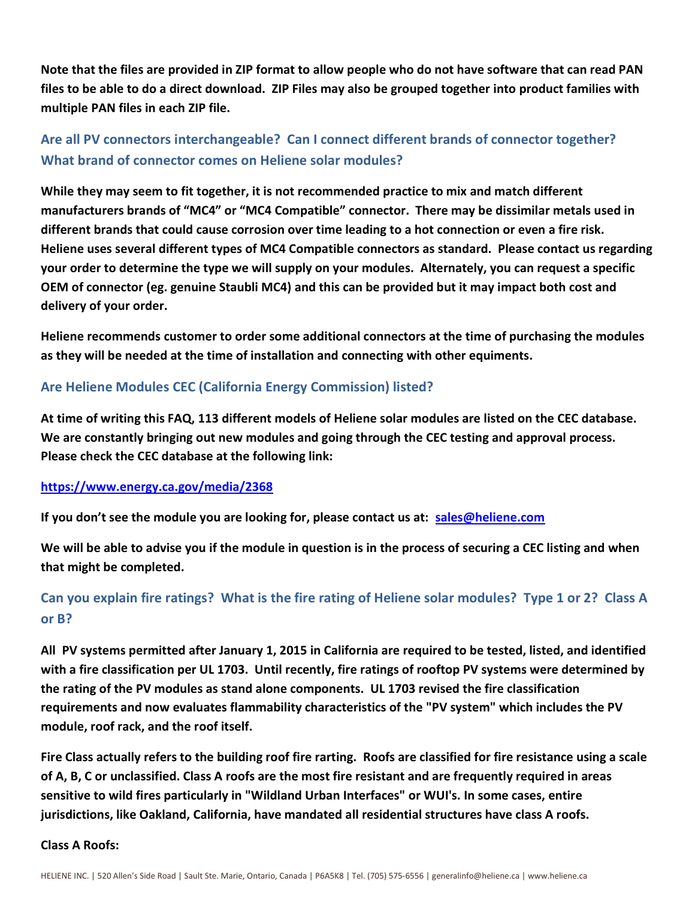**Note that the files are provided in ZIP format to allow people who do not have software that can read PAN files to be able to do a direct download. ZIP Files may also be grouped together into product families with multiple PAN files in each ZIP file.**

## Are all PV connectors interchangeable? Can I connect different brands of connector together? What brand of connector comes on Heliene solar modules?

**While they may seem to fit together, it is not recommended practice to mix and match different manufacturers brands of "MC4" or "MC4 Compatible" connector. There may be dissimilar metals used in different brands that could cause corrosion over time leading to a hot connection or even a fire risk. Heliene uses several different types of MC4 Compatible connectors as standard. Please contact us regarding your order to determine the type we will supply on your modules. Alternately, you can request a specific OEM of connector (eg. genuine Staubli MC4) and this can be provided but it may impact both cost and delivery of your order.**

**Heliene recommends customer to order some additional connectors at the time of purchasing the modules as they will be needed at the time of installation and connecting with other equiments.**

## Are Heliene Modules CEC (California Energy Commission) listed?

**At time of writing this FAQ, 113 different models of Heliene solar modules are listed on the CEC database. We are constantly bringing out new modules and going through the CEC testing and approval process. Please check the CEC database at the following link:**

**https://www.energy.ca.gov/media/2368**

**If you don't see the module you are looking for, please contact us at: sales@heliene.com**

**We will be able to advise you if the module in question is in the process of securing a CEC listing and when that might be completed.**

## Can you explain fire ratings? What is the fire rating of Heliene solar modules? Type 1 or 2? Class A or B?

**All PV systems permitted after January 1, 2015 in California are required to be tested, listed, and identified with a fire classification per UL 1703. Until recently, fire ratings of rooftop PV systems were determined by the rating of the PV modules as stand alone components. UL 1703 revised the fire classification requirements and now evaluates flammability characteristics of the "PV system" which includes the PV module, roof rack, and the roof itself.**

**Fire Class actually refers to the building roof fire rarting. Roofs are classified for fire resistance using a scale of A, B, C or unclassified. Class A roofs are the most fire resistant and are frequently required in areas sensitive to wild fires particularly in "Wildland Urban Interfaces" or WUI's. In some cases, entire jurisdictions, like Oakland, California, have mandated all residential structures have class A roofs.**

**Class A Roofs:**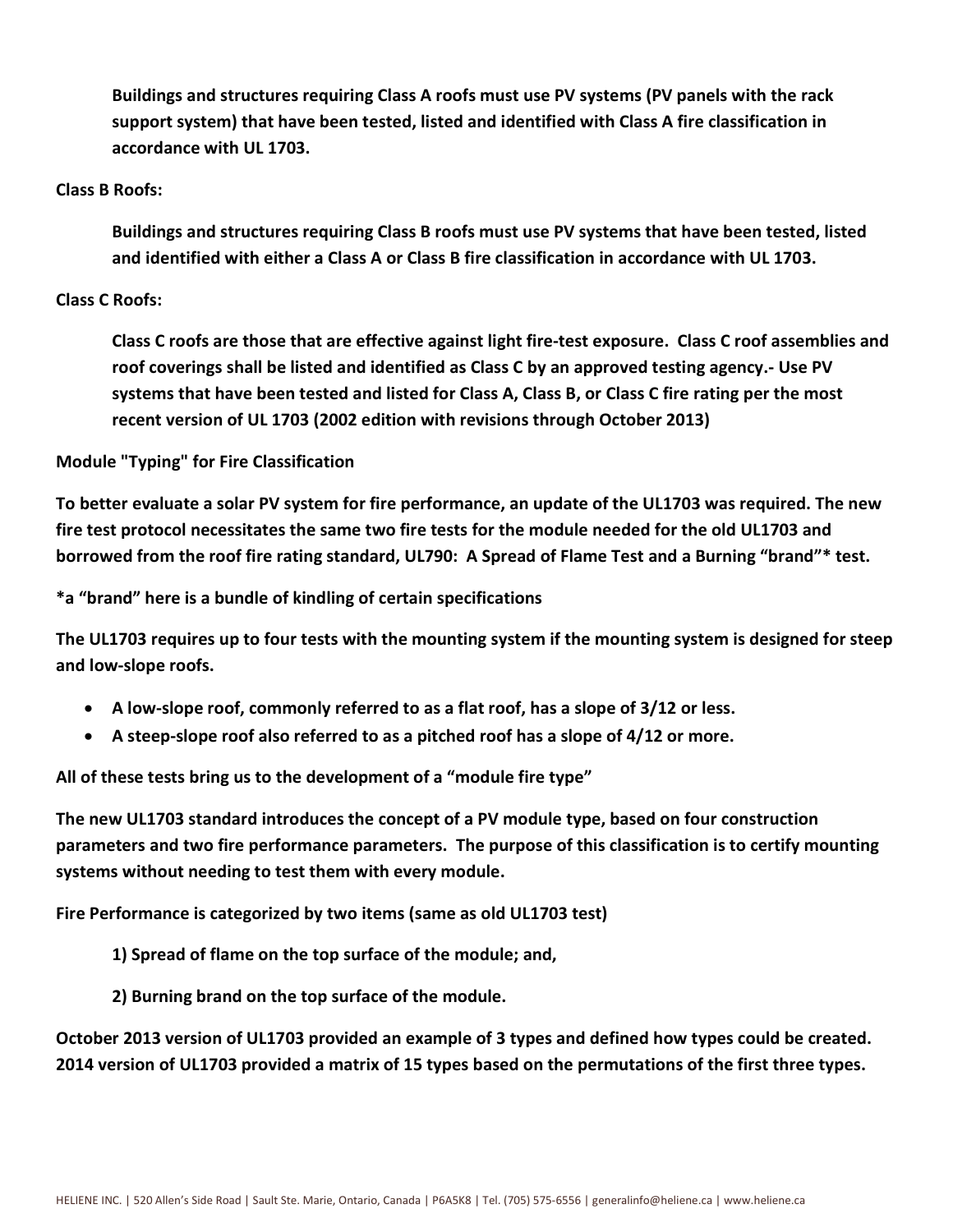**Buildings and structures requiring Class A roofs must use PV systems (PV panels with the rack support system) that have been tested, listed and identified with Class A fire classification in accordance with UL 1703.**

**Class B Roofs:**

**Buildings and structures requiring Class B roofs must use PV systems that have been tested, listed and identified with either a Class A or Class B fire classification in accordance with UL 1703.**

**Class C Roofs:**

**Class C roofs are those that are effective against light fire-test exposure. Class C roof assemblies and roof coverings shall be listed and identified as Class C by an approved testing agency.- Use PV systems that have been tested and listed for Class A, Class B, or Class C fire rating per the most recent version of UL 1703 (2002 edition with revisions through October 2013)**

**Module "Typing" for Fire Classification**

**To better evaluate a solar PV system for fire performance, an update of the UL1703 was required. The new fire test protocol necessitates the same two fire tests for the module needed for the old UL1703 and borrowed from the roof fire rating standard, UL790: A Spread of Flame Test and a Burning "brand"* test.**

**\*a "brand" here is a bundle of kindling of certain specifications**

**The UL1703 requires up to four tests with the mounting system if the mounting system is designed for steep and low-slope roofs.**

- **A low-slope roof, commonly referred to as a flat roof, has a slope of 3/12 or less.**
- **A steep-slope roof also referred to as a pitched roof has a slope of 4/12 or more.**

**All of these tests bring us to the development of a "module fire type"**

**The new UL1703 standard introduces the concept of a PV module type, based on four construction parameters and two fire performance parameters. The purpose of this classification is to certify mounting systems without needing to test them with every module.**

**Fire Performance is categorized by two items (same as old UL1703 test)**

**1) Spread of flame on the top surface of the module; and,**

**2) Burning brand on the top surface of the module.**

**October 2013 version of UL1703 provided an example of 3 types and defined how types could be created. 2014 version of UL1703 provided a matrix of 15 types based on the permutations of the first three types.**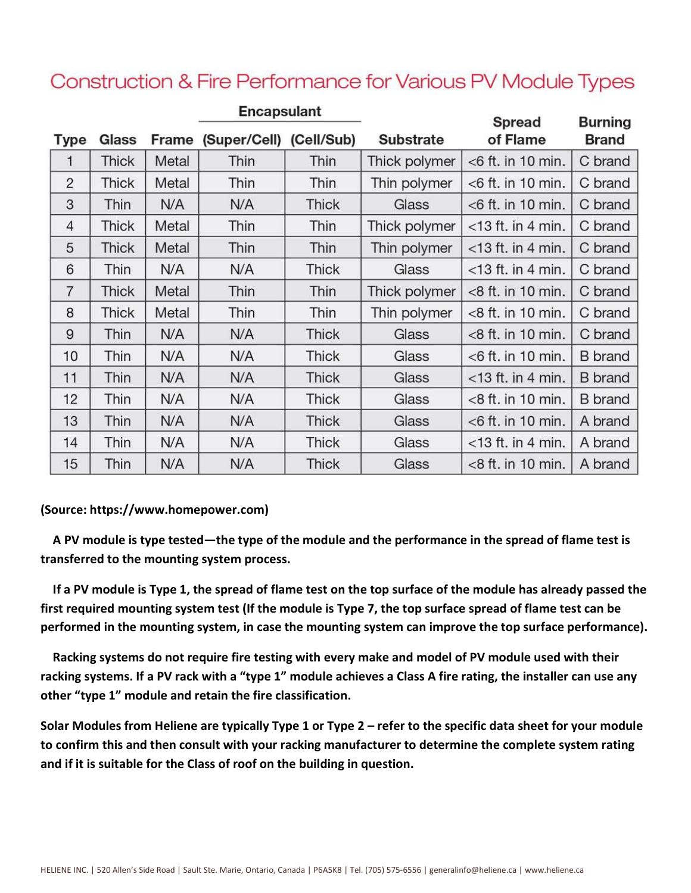## Construction & Fire Performance for Various PV Module Types

| Type | Glass | Frame | Encapsulant (Super/Cell) | Encapsulant (Cell/Sub) | Substrate | Spread of Flame | Burning Brand |
|---|---|---|---|---|---|---|---|
| 1 | Thick | Metal | Thin | Thin | Thick polymer | <6 ft. in 10 min. | C brand |
| 2 | Thick | Metal | Thin | Thin | Thin polymer | <6 ft. in 10 min. | C brand |
| 3 | Thin | N/A | N/A | Thick | Glass | <6 ft. in 10 min. | C brand |
| 4 | Thick | Metal | Thin | Thin | Thick polymer | <13 ft. in 4 min. | C brand |
| 5 | Thick | Metal | Thin | Thin | Thin polymer | <13 ft. in 4 min. | C brand |
| 6 | Thin | N/A | N/A | Thick | Glass | <13 ft. in 4 min. | C brand |
| 7 | Thick | Metal | Thin | Thin | Thick polymer | <8 ft. in 10 min. | C brand |
| 8 | Thick | Metal | Thin | Thin | Thin polymer | <8 ft. in 10 min. | C brand |
| 9 | Thin | N/A | N/A | Thick | Glass | <8 ft. in 10 min. | C brand |
| 10 | Thin | N/A | N/A | Thick | Glass | <6 ft. in 10 min. | B brand |
| 11 | Thin | N/A | N/A | Thick | Glass | <13 ft. in 4 min. | B brand |
| 12 | Thin | N/A | N/A | Thick | Glass | <8 ft. in 10 min. | B brand |
| 13 | Thin | N/A | N/A | Thick | Glass | <6 ft. in 10 min. | A brand |
| 14 | Thin | N/A | N/A | Thick | Glass | <13 ft. in 4 min. | A brand |
| 15 | Thin | N/A | N/A | Thick | Glass | <8 ft. in 10 min. | A brand |

**(Source: https://www.homepower.com)**

**A PV module is type tested—the type of the module and the performance in the spread of flame test is transferred to the mounting system process.**

**If a PV module is Type 1, the spread of flame test on the top surface of the module has already passed the first required mounting system test (If the module is Type 7, the top surface spread of flame test can be performed in the mounting system, in case the mounting system can improve the top surface performance).**

**Racking systems do not require fire testing with every make and model of PV module used with their racking systems. If a PV rack with a "type 1" module achieves a Class A fire rating, the installer can use any other "type 1" module and retain the fire classification.**

**Solar Modules from Heliene are typically Type 1 or Type 2 – refer to the specific data sheet for your module to confirm this and then consult with your racking manufacturer to determine the complete system rating and if it is suitable for the Class of roof on the building in question.**